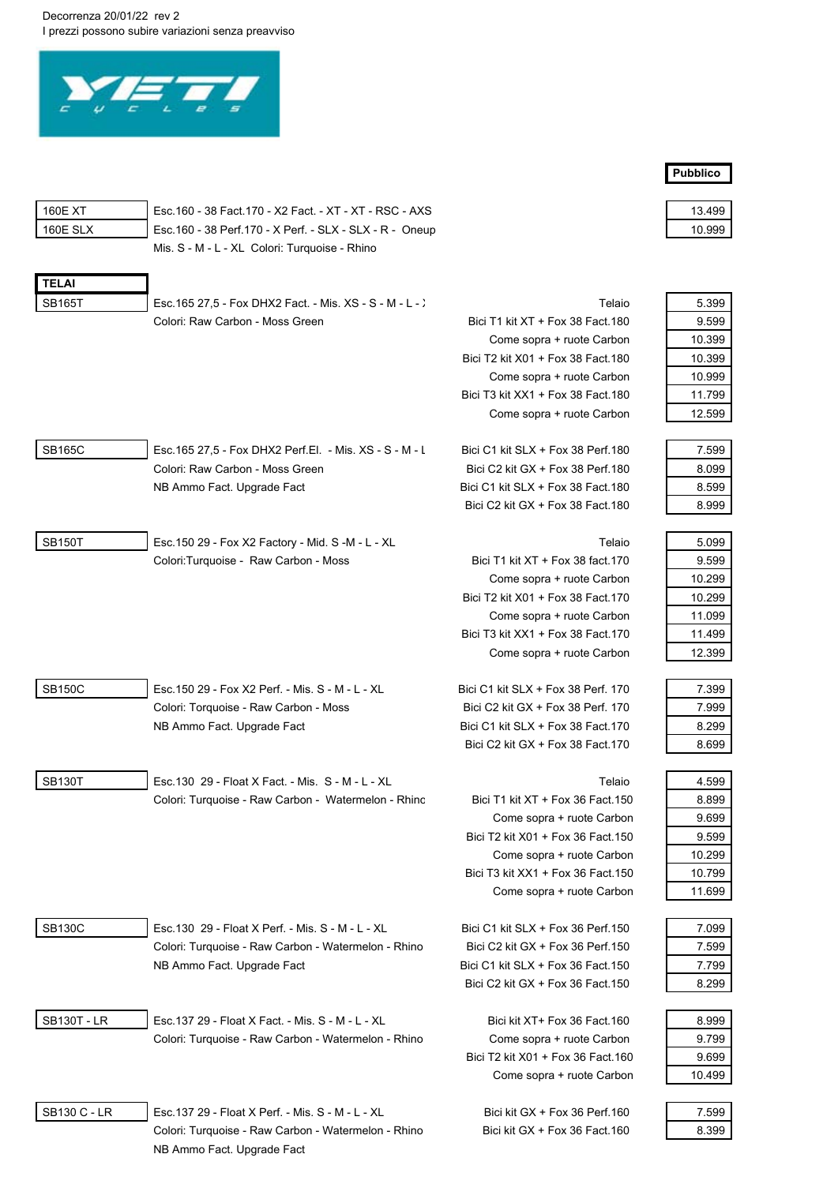Decorrenza 20/01/22 rev 2
I prezzi possono subire variazioni senza preavviso

YETI CYCLES

| Modello | Descrizione | Configurazione | Pubblico |
|---|---|---|---|
| 160E XT | Esc.160 - 38 Fact.170 - X2 Fact. - XT - XT - RSC - AXS | | 13.499 |
| 160E SLX | Esc.160 - 38 Perf.170 - X Perf. - SLX - SLX - R - Oneup | | 10.999 |
| | Mis. S - M - L - XL Colori: Turquoise - Rhino | | |
| **TELAI** | | | |
| SB165T | Esc.165 27,5 - Fox DHX2 Fact. - Mis. XS - S - M - L - X | Telaio | 5.399 |
| | Colori: Raw Carbon - Moss Green | Bici T1 kit XT + Fox 38 Fact.180 | 9.599 |
| | | Come sopra + ruote Carbon | 10.399 |
| | | Bici T2 kit X01 + Fox 38 Fact.180 | 10.399 |
| | | Come sopra + ruote Carbon | 10.999 |
| | | Bici T3 kit XX1 + Fox 38 Fact.180 | 11.799 |
| | | Come sopra + ruote Carbon | 12.599 |
| SB165C | Esc.165 27,5 - Fox DHX2 Perf.El. - Mis. XS - S - M - L | Bici C1 kit SLX + Fox 38 Perf.180 | 7.599 |
| | Colori: Raw Carbon - Moss Green | Bici C2 kit GX + Fox 38 Perf.180 | 8.099 |
| | NB Ammo Fact. Upgrade Fact | Bici C1 kit SLX + Fox 38 Fact.180 | 8.599 |
| | | Bici C2 kit GX + Fox 38 Fact.180 | 8.999 |
| SB150T | Esc.150 29 - Fox X2 Factory - Mid. S -M - L - XL | Telaio | 5.099 |
| | Colori:Turquoise - Raw Carbon - Moss | Bici T1 kit XT + Fox 38 fact.170 | 9.599 |
| | | Come sopra + ruote Carbon | 10.299 |
| | | Bici T2 kit X01 + Fox 38 Fact.170 | 10.299 |
| | | Come sopra + ruote Carbon | 11.099 |
| | | Bici T3 kit XX1 + Fox 38 Fact.170 | 11.499 |
| | | Come sopra + ruote Carbon | 12.399 |
| SB150C | Esc.150 29 - Fox X2 Perf. - Mis. S - M - L - XL | Bici C1 kit SLX + Fox 38 Perf. 170 | 7.399 |
| | Colori: Torquoise - Raw Carbon - Moss | Bici C2 kit GX + Fox 38 Perf. 170 | 7.999 |
| | NB Ammo Fact. Upgrade Fact | Bici C1 kit SLX + Fox 38 Fact.170 | 8.299 |
| | | Bici C2 kit GX + Fox 38 Fact.170 | 8.699 |
| SB130T | Esc.130 29 - Float X Fact. - Mis. S - M - L - XL | Telaio | 4.599 |
| | Colori: Turquoise - Raw Carbon - Watermelon - Rhino | Bici T1 kit XT + Fox 36 Fact.150 | 8.899 |
| | | Come sopra + ruote Carbon | 9.699 |
| | | Bici T2 kit X01 + Fox 36 Fact.150 | 9.599 |
| | | Come sopra + ruote Carbon | 10.299 |
| | | Bici T3 kit XX1 + Fox 36 Fact.150 | 10.799 |
| | | Come sopra + ruote Carbon | 11.699 |
| SB130C | Esc.130 29 - Float X Perf. - Mis. S - M - L - XL | Bici C1 kit SLX + Fox 36 Perf.150 | 7.099 |
| | Colori: Turquoise - Raw Carbon - Watermelon - Rhino | Bici C2 kit GX + Fox 36 Perf.150 | 7.599 |
| | NB Ammo Fact. Upgrade Fact | Bici C1 kit SLX + Fox 36 Fact.150 | 7.799 |
| | | Bici C2 kit GX + Fox 36 Fact.150 | 8.299 |
| SB130T - LR | Esc.137 29 - Float X Fact. - Mis. S - M - L - XL | Bici kit XT+ Fox 36 Fact.160 | 8.999 |
| | Colori: Turquoise - Raw Carbon - Watermelon - Rhino | Come sopra + ruote Carbon | 9.799 |
| | | Bici T2 kit X01 + Fox 36 Fact.160 | 9.699 |
| | | Come sopra + ruote Carbon | 10.499 |
| SB130 C - LR | Esc.137 29 - Float X Perf. - Mis. S - M - L - XL | Bici kit GX + Fox 36 Perf.160 | 7.599 |
| | Colori: Turquoise - Raw Carbon - Watermelon - Rhino | Bici kit GX + Fox 36 Fact.160 | 8.399 |
| | NB Ammo Fact. Upgrade Fact | | |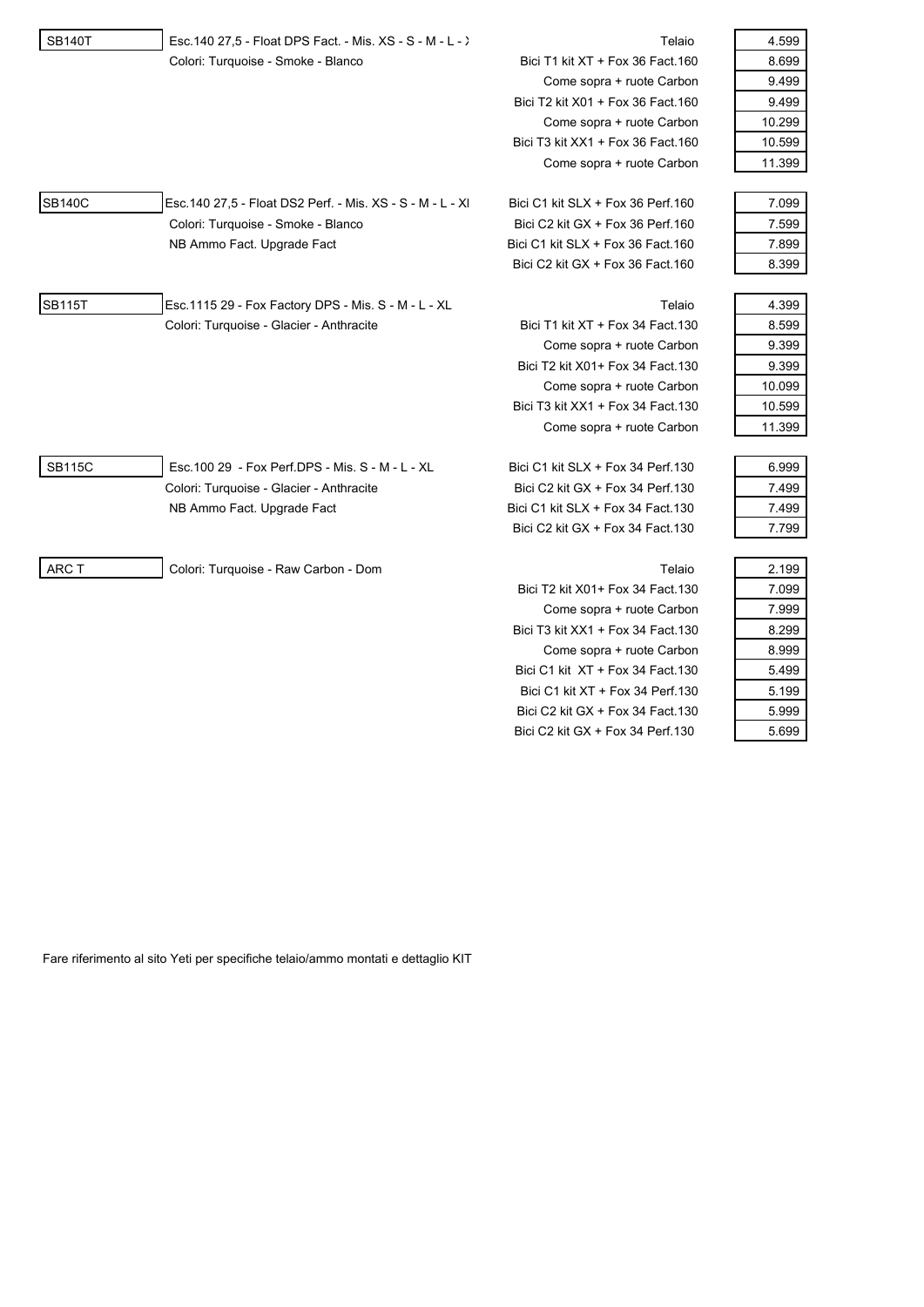| | | | |
|---|---|---|---|
| SB140T | Esc.140 27,5 - Float DPS Fact. - Mis. XS - S - M - L - ) | Telaio | 4.599 |
| | Colori: Turquoise - Smoke - Blanco | Bici T1 kit XT + Fox 36 Fact.160 | 8.699 |
| | | Come sopra + ruote Carbon | 9.499 |
| | | Bici T2 kit X01 + Fox 36 Fact.160 | 9.499 |
| | | Come sopra + ruote Carbon | 10.299 |
| | | Bici T3 kit XX1 + Fox 36 Fact.160 | 10.599 |
| | | Come sopra + ruote Carbon | 11.399 |
| SB140C | Esc.140 27,5 - Float DS2 Perf. - Mis. XS - S - M - L - Xl | Bici C1 kit SLX + Fox 36 Perf.160 | 7.099 |
| | Colori: Turquoise - Smoke - Blanco | Bici C2 kit GX + Fox 36 Perf.160 | 7.599 |
| | NB Ammo Fact. Upgrade Fact | Bici C1 kit SLX + Fox 36 Fact.160 | 7.899 |
| | | Bici C2 kit GX + Fox 36 Fact.160 | 8.399 |
| SB115T | Esc.1115 29 - Fox Factory DPS - Mis. S - M - L - XL | Telaio | 4.399 |
| | Colori: Turquoise - Glacier - Anthracite | Bici T1 kit XT + Fox 34 Fact.130 | 8.599 |
| | | Come sopra + ruote Carbon | 9.399 |
| | | Bici T2 kit X01+ Fox 34 Fact.130 | 9.399 |
| | | Come sopra + ruote Carbon | 10.099 |
| | | Bici T3 kit XX1 + Fox 34 Fact.130 | 10.599 |
| | | Come sopra + ruote Carbon | 11.399 |
| SB115C | Esc.100 29 - Fox Perf.DPS - Mis. S - M - L - XL | Bici C1 kit SLX + Fox 34 Perf.130 | 6.999 |
| | Colori: Turquoise - Glacier - Anthracite | Bici C2 kit GX + Fox 34 Perf.130 | 7.499 |
| | NB Ammo Fact. Upgrade Fact | Bici C1 kit SLX + Fox 34 Fact.130 | 7.499 |
| | | Bici C2 kit GX + Fox 34 Fact.130 | 7.799 |
| ARC T | Colori: Turquoise - Raw Carbon - Dom | Telaio | 2.199 |
| | | Bici T2 kit X01+ Fox 34 Fact.130 | 7.099 |
| | | Come sopra + ruote Carbon | 7.999 |
| | | Bici T3 kit XX1 + Fox 34 Fact.130 | 8.299 |
| | | Come sopra + ruote Carbon | 8.999 |
| | | Bici C1 kit XT + Fox 34 Fact.130 | 5.499 |
| | | Bici C1 kit XT + Fox 34 Perf.130 | 5.199 |
| | | Bici C2 kit GX + Fox 34 Fact.130 | 5.999 |
| | | Bici C2 kit GX + Fox 34 Perf.130 | 5.699 |

Fare riferimento al sito Yeti per specifiche telaio/ammo montati e dettaglio KIT